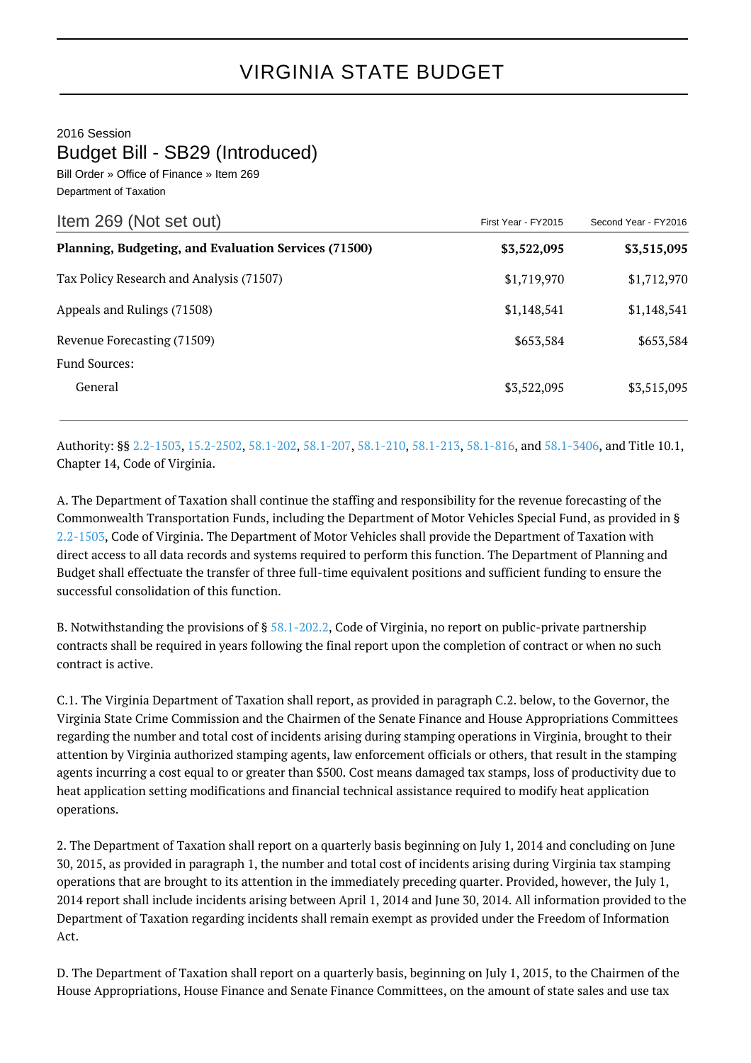# VIRGINIA STATE BUDGET

2016 Session

## Budget Bill - SB29 (Introduced)

Bill Order » Office of Finance » Item 269

Department of Taxation

| Item 269 (Not set out) | First Year - FY2015 | Second Year - FY2016 |
|---|---|---|
| **Planning, Budgeting, and Evaluation Services (71500)** | **$3,522,095** | **$3,515,095** |
| Tax Policy Research and Analysis (71507) | $1,719,970 | $1,712,970 |
| Appeals and Rulings (71508) | $1,148,541 | $1,148,541 |
| Revenue Forecasting (71509) | $653,584 | $653,584 |
| Fund Sources: | | |
| General | $3,522,095 | $3,515,095 |

Authority: §§ 2.2-1503, 15.2-2502, 58.1-202, 58.1-207, 58.1-210, 58.1-213, 58.1-816, and 58.1-3406, and Title 10.1, Chapter 14, Code of Virginia.

A. The Department of Taxation shall continue the staffing and responsibility for the revenue forecasting of the Commonwealth Transportation Funds, including the Department of Motor Vehicles Special Fund, as provided in § 2.2-1503, Code of Virginia. The Department of Motor Vehicles shall provide the Department of Taxation with direct access to all data records and systems required to perform this function. The Department of Planning and Budget shall effectuate the transfer of three full-time equivalent positions and sufficient funding to ensure the successful consolidation of this function.

B. Notwithstanding the provisions of § 58.1-202.2, Code of Virginia, no report on public-private partnership contracts shall be required in years following the final report upon the completion of contract or when no such contract is active.

C.1. The Virginia Department of Taxation shall report, as provided in paragraph C.2. below, to the Governor, the Virginia State Crime Commission and the Chairmen of the Senate Finance and House Appropriations Committees regarding the number and total cost of incidents arising during stamping operations in Virginia, brought to their attention by Virginia authorized stamping agents, law enforcement officials or others, that result in the stamping agents incurring a cost equal to or greater than $500. Cost means damaged tax stamps, loss of productivity due to heat application setting modifications and financial technical assistance required to modify heat application operations.

2. The Department of Taxation shall report on a quarterly basis beginning on July 1, 2014 and concluding on June 30, 2015, as provided in paragraph 1, the number and total cost of incidents arising during Virginia tax stamping operations that are brought to its attention in the immediately preceding quarter. Provided, however, the July 1, 2014 report shall include incidents arising between April 1, 2014 and June 30, 2014. All information provided to the Department of Taxation regarding incidents shall remain exempt as provided under the Freedom of Information Act.

D. The Department of Taxation shall report on a quarterly basis, beginning on July 1, 2015, to the Chairmen of the House Appropriations, House Finance and Senate Finance Committees, on the amount of state sales and use tax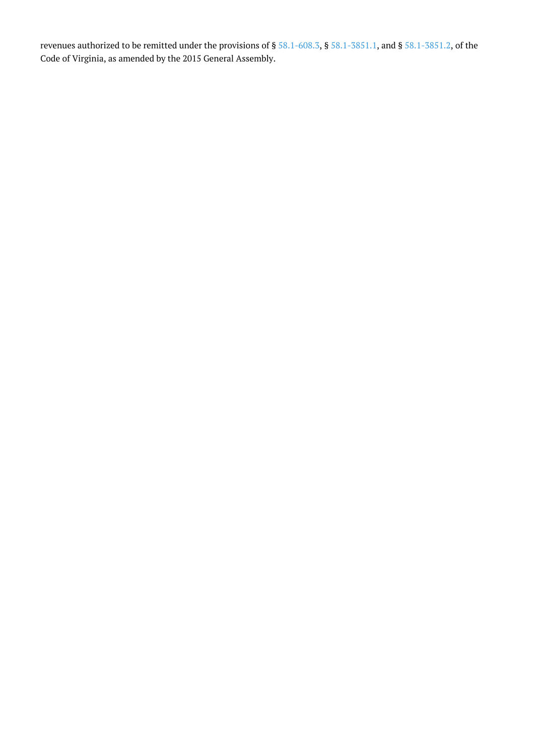revenues authorized to be remitted under the provisions of § 58.1-608.3, § 58.1-3851.1, and § 58.1-3851.2, of the Code of Virginia, as amended by the 2015 General Assembly.